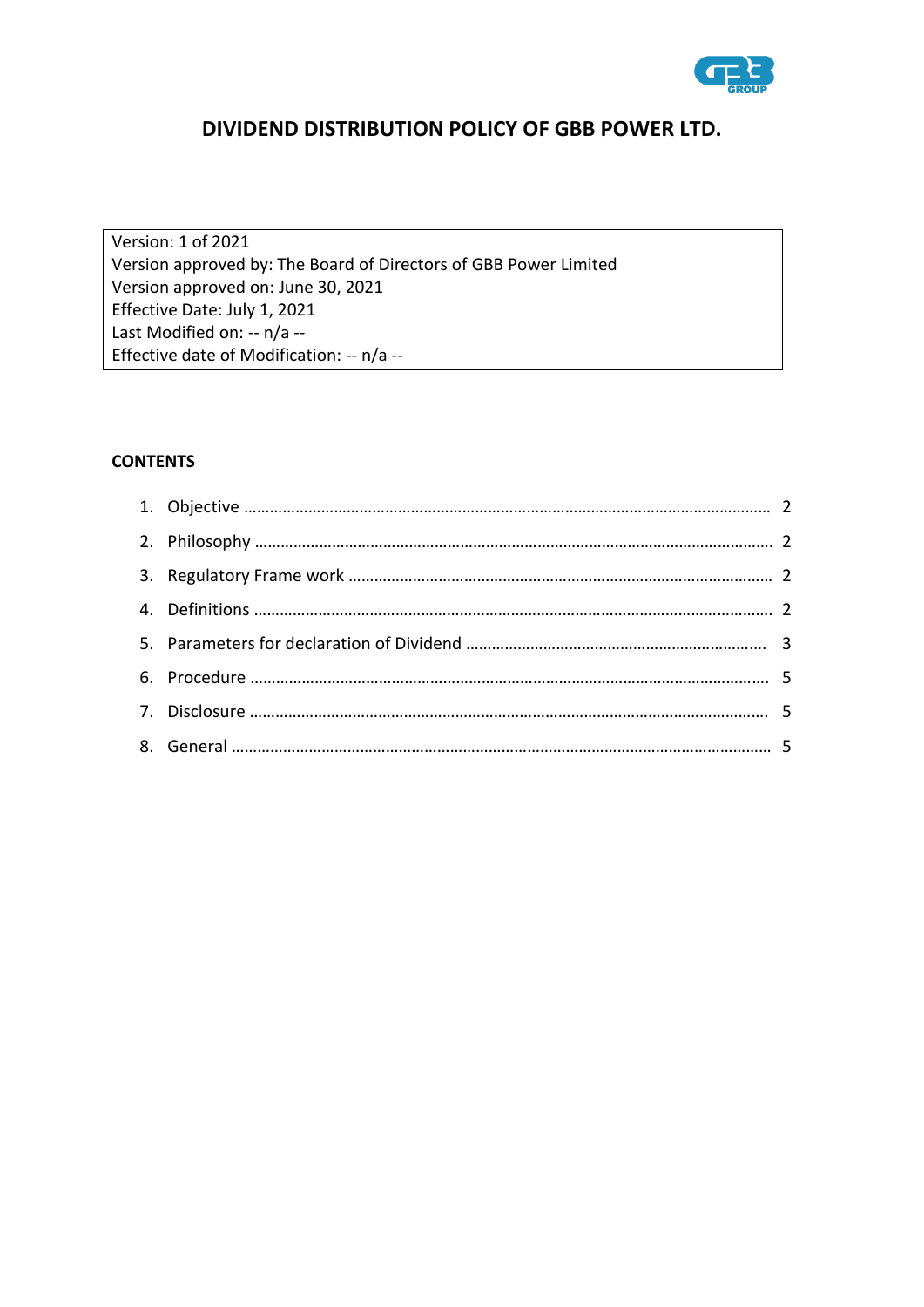# DIVIDEND DISTRIBUTION POLICY OF GBB POWER LTD.

Version: 1 of 2021
Version approved by: The Board of Directors of GBB Power Limited
Version approved on: June 30, 2021
Effective Date: July 1, 2021
Last Modified on: -- n/a --
Effective date of Modification: -- n/a --

**CONTENTS**

1. Objective ........................................................ 2
2. Philosophy ........................................................ 2
3. Regulatory Frame work ........................................................ 2
4. Definitions ........................................................ 2
5. Parameters for declaration of Dividend ........................................................ 3
6. Procedure ........................................................ 5
7. Disclosure ........................................................ 5
8. General ........................................................ 5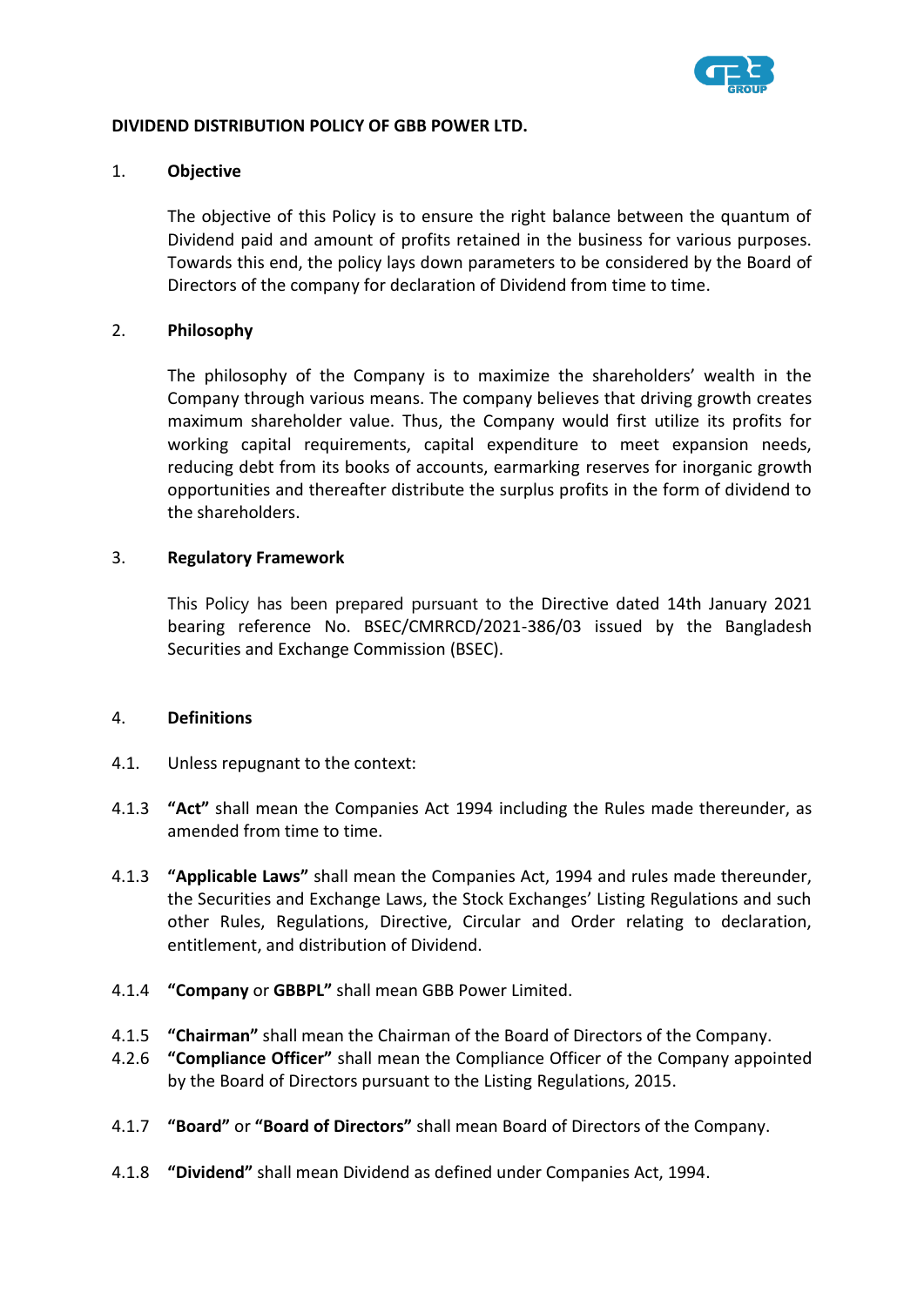**DIVIDEND DISTRIBUTION POLICY OF GBB POWER LTD.**

1. **Objective**

   The objective of this Policy is to ensure the right balance between the quantum of Dividend paid and amount of profits retained in the business for various purposes. Towards this end, the policy lays down parameters to be considered by the Board of Directors of the company for declaration of Dividend from time to time.

2. **Philosophy**

   The philosophy of the Company is to maximize the shareholders' wealth in the Company through various means. The company believes that driving growth creates maximum shareholder value. Thus, the Company would first utilize its profits for working capital requirements, capital expenditure to meet expansion needs, reducing debt from its books of accounts, earmarking reserves for inorganic growth opportunities and thereafter distribute the surplus profits in the form of dividend to the shareholders.

3. **Regulatory Framework**

   This Policy has been prepared pursuant to the Directive dated 14th January 2021 bearing reference No. BSEC/CMRRCD/2021-386/03 issued by the Bangladesh Securities and Exchange Commission (BSEC).

4. **Definitions**

4.1. Unless repugnant to the context:

4.1.3 **"Act"** shall mean the Companies Act 1994 including the Rules made thereunder, as amended from time to time.

4.1.3 **"Applicable Laws"** shall mean the Companies Act, 1994 and rules made thereunder, the Securities and Exchange Laws, the Stock Exchanges' Listing Regulations and such other Rules, Regulations, Directive, Circular and Order relating to declaration, entitlement, and distribution of Dividend.

4.1.4 **"Company** or **GBBPL"** shall mean GBB Power Limited.

4.1.5 **"Chairman"** shall mean the Chairman of the Board of Directors of the Company.

4.2.6 **"Compliance Officer"** shall mean the Compliance Officer of the Company appointed by the Board of Directors pursuant to the Listing Regulations, 2015.

4.1.7 **"Board"** or **"Board of Directors"** shall mean Board of Directors of the Company.

4.1.8 **"Dividend"** shall mean Dividend as defined under Companies Act, 1994.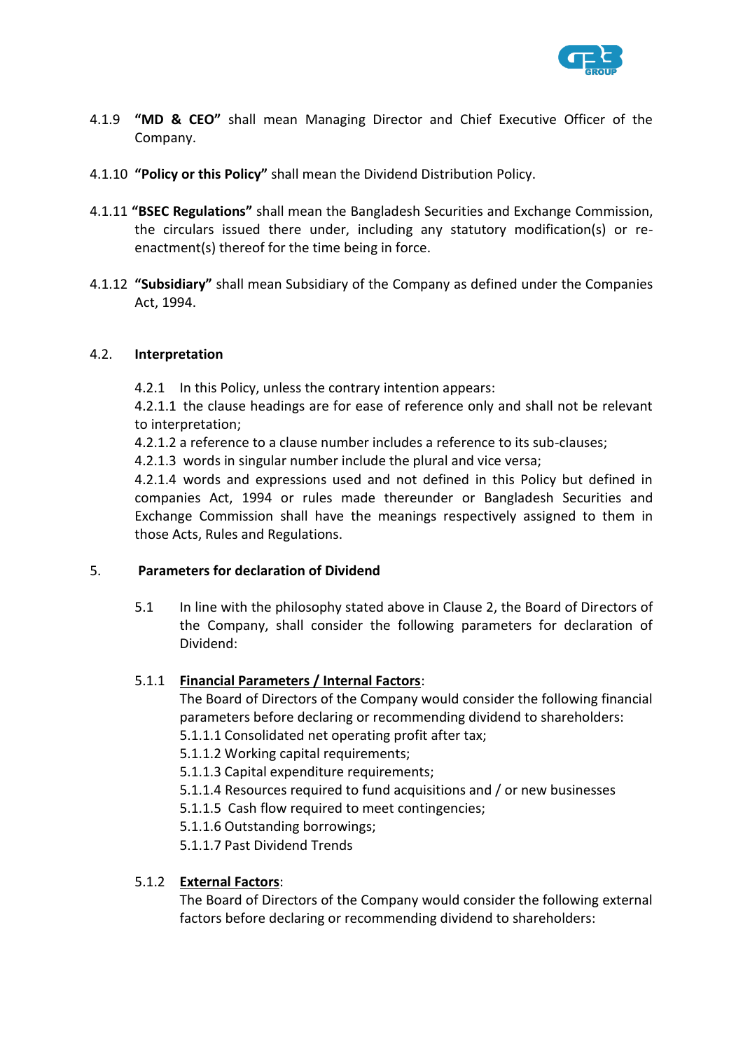4.1.9 **"MD & CEO"** shall mean Managing Director and Chief Executive Officer of the Company.

4.1.10 **"Policy or this Policy"** shall mean the Dividend Distribution Policy.

4.1.11 **"BSEC Regulations"** shall mean the Bangladesh Securities and Exchange Commission, the circulars issued there under, including any statutory modification(s) or re-enactment(s) thereof for the time being in force.

4.1.12 **"Subsidiary"** shall mean Subsidiary of the Company as defined under the Companies Act, 1994.

### 4.2. Interpretation

4.2.1 In this Policy, unless the contrary intention appears:

4.2.1.1 the clause headings are for ease of reference only and shall not be relevant to interpretation;

4.2.1.2 a reference to a clause number includes a reference to its sub-clauses;

4.2.1.3 words in singular number include the plural and vice versa;

4.2.1.4 words and expressions used and not defined in this Policy but defined in companies Act, 1994 or rules made thereunder or Bangladesh Securities and Exchange Commission shall have the meanings respectively assigned to them in those Acts, Rules and Regulations.

## 5. Parameters for declaration of Dividend

5.1 In line with the philosophy stated above in Clause 2, the Board of Directors of the Company, shall consider the following parameters for declaration of Dividend:

5.1.1 **Financial Parameters / Internal Factors**:

The Board of Directors of the Company would consider the following financial parameters before declaring or recommending dividend to shareholders:

5.1.1.1 Consolidated net operating profit after tax;
5.1.1.2 Working capital requirements;
5.1.1.3 Capital expenditure requirements;
5.1.1.4 Resources required to fund acquisitions and / or new businesses
5.1.1.5 Cash flow required to meet contingencies;
5.1.1.6 Outstanding borrowings;
5.1.1.7 Past Dividend Trends

5.1.2 **External Factors**:

The Board of Directors of the Company would consider the following external factors before declaring or recommending dividend to shareholders: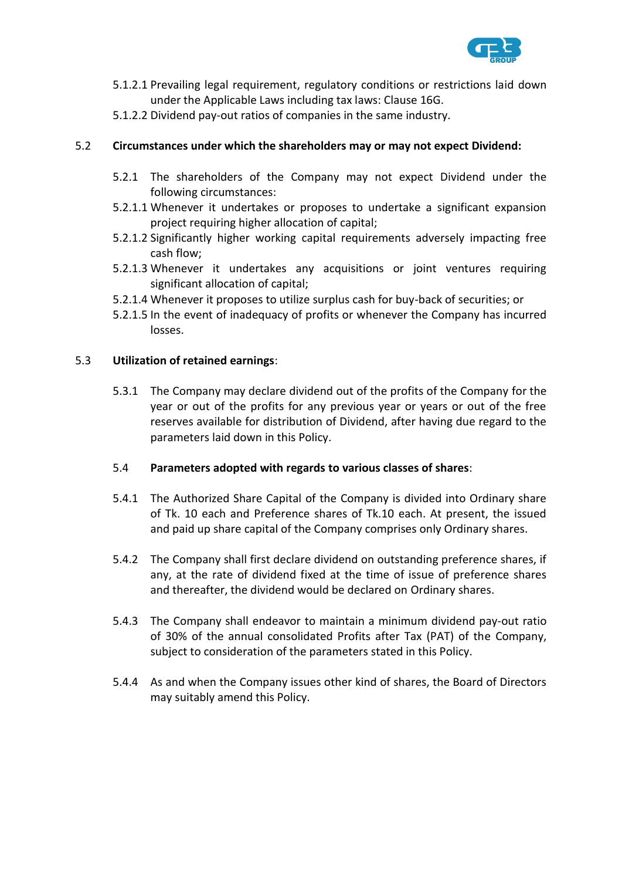5.1.2.1 Prevailing legal requirement, regulatory conditions or restrictions laid down under the Applicable Laws including tax laws: Clause 16G.

5.1.2.2 Dividend pay-out ratios of companies in the same industry.

5.2 **Circumstances under which the shareholders may or may not expect Dividend:**

5.2.1 The shareholders of the Company may not expect Dividend under the following circumstances:

5.2.1.1 Whenever it undertakes or proposes to undertake a significant expansion project requiring higher allocation of capital;

5.2.1.2 Significantly higher working capital requirements adversely impacting free cash flow;

5.2.1.3 Whenever it undertakes any acquisitions or joint ventures requiring significant allocation of capital;

5.2.1.4 Whenever it proposes to utilize surplus cash for buy-back of securities; or

5.2.1.5 In the event of inadequacy of profits or whenever the Company has incurred losses.

5.3 **Utilization of retained earnings**:

5.3.1 The Company may declare dividend out of the profits of the Company for the year or out of the profits for any previous year or years or out of the free reserves available for distribution of Dividend, after having due regard to the parameters laid down in this Policy.

5.4 **Parameters adopted with regards to various classes of shares**:

5.4.1 The Authorized Share Capital of the Company is divided into Ordinary share of Tk. 10 each and Preference shares of Tk.10 each. At present, the issued and paid up share capital of the Company comprises only Ordinary shares.

5.4.2 The Company shall first declare dividend on outstanding preference shares, if any, at the rate of dividend fixed at the time of issue of preference shares and thereafter, the dividend would be declared on Ordinary shares.

5.4.3 The Company shall endeavor to maintain a minimum dividend pay-out ratio of 30% of the annual consolidated Profits after Tax (PAT) of the Company, subject to consideration of the parameters stated in this Policy.

5.4.4 As and when the Company issues other kind of shares, the Board of Directors may suitably amend this Policy.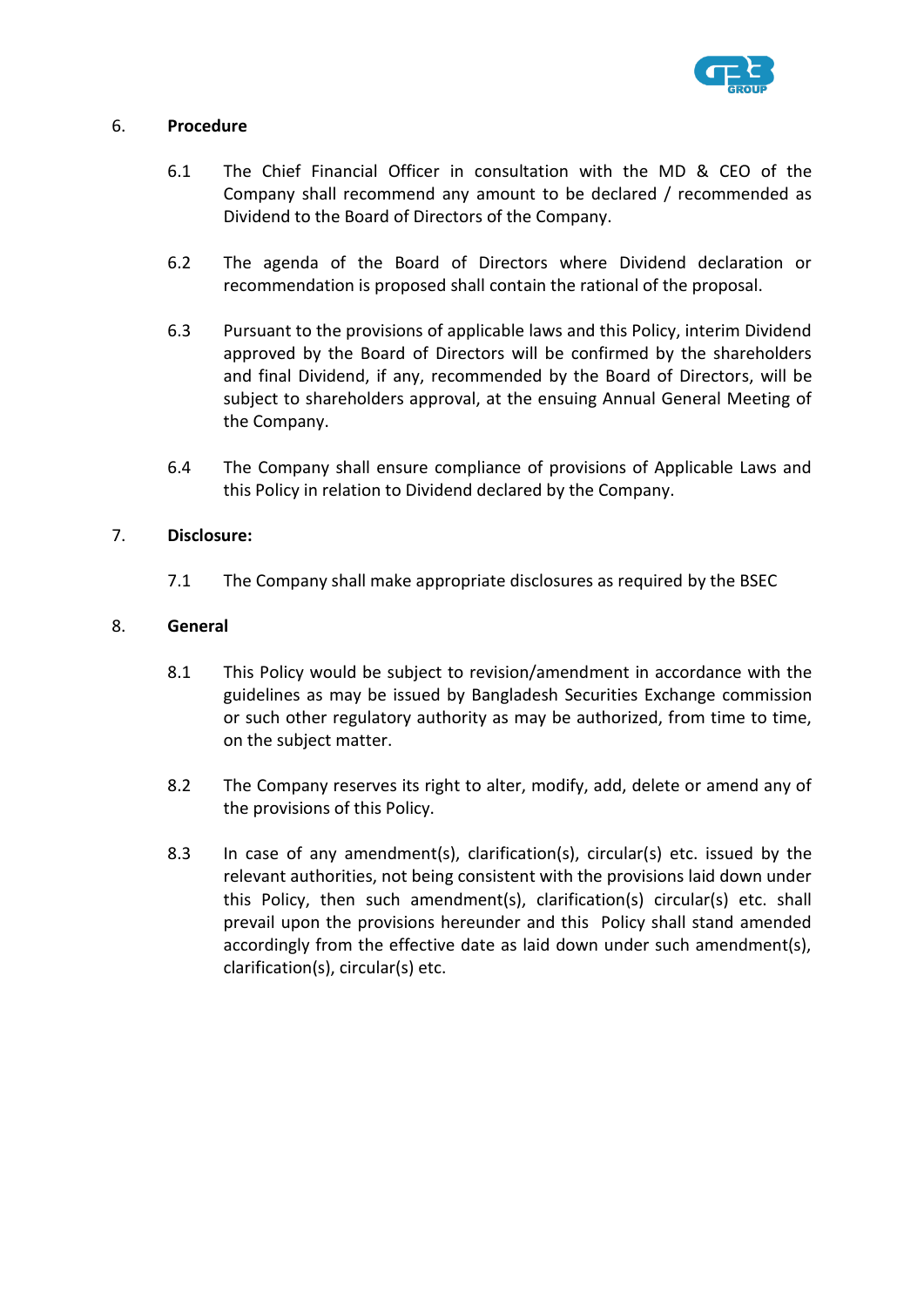## 6. Procedure

6.1 The Chief Financial Officer in consultation with the MD & CEO of the Company shall recommend any amount to be declared / recommended as Dividend to the Board of Directors of the Company.

6.2 The agenda of the Board of Directors where Dividend declaration or recommendation is proposed shall contain the rational of the proposal.

6.3 Pursuant to the provisions of applicable laws and this Policy, interim Dividend approved by the Board of Directors will be confirmed by the shareholders and final Dividend, if any, recommended by the Board of Directors, will be subject to shareholders approval, at the ensuing Annual General Meeting of the Company.

6.4 The Company shall ensure compliance of provisions of Applicable Laws and this Policy in relation to Dividend declared by the Company.

## 7. Disclosure:

7.1 The Company shall make appropriate disclosures as required by the BSEC

## 8. General

8.1 This Policy would be subject to revision/amendment in accordance with the guidelines as may be issued by Bangladesh Securities Exchange commission or such other regulatory authority as may be authorized, from time to time, on the subject matter.

8.2 The Company reserves its right to alter, modify, add, delete or amend any of the provisions of this Policy.

8.3 In case of any amendment(s), clarification(s), circular(s) etc. issued by the relevant authorities, not being consistent with the provisions laid down under this Policy, then such amendment(s), clarification(s) circular(s) etc. shall prevail upon the provisions hereunder and this Policy shall stand amended accordingly from the effective date as laid down under such amendment(s), clarification(s), circular(s) etc.